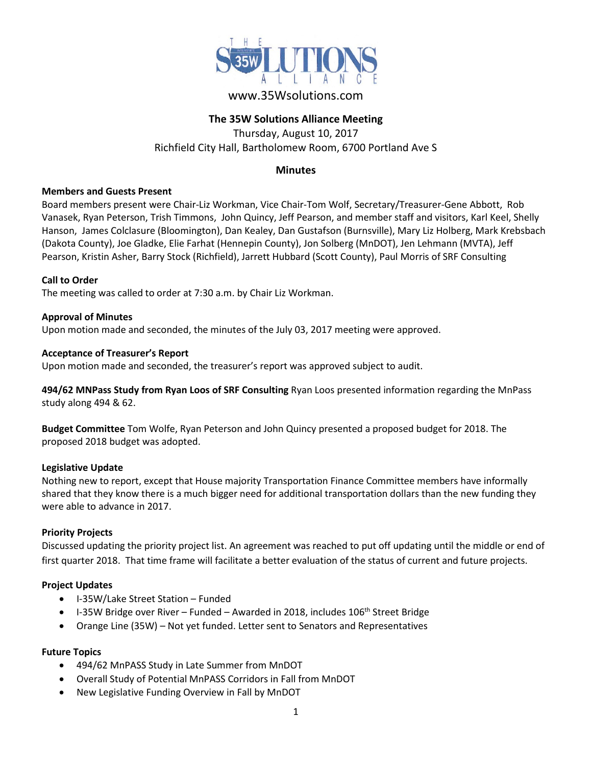www.35Wsolutions.com

# The 35W Solutions Alliance Meeting

Thursday, August 10, 2017
Richfield City Hall, Bartholomew Room, 6700 Portland Ave S

## Minutes

**Members and Guests Present**
Board members present were Chair-Liz Workman, Vice Chair-Tom Wolf, Secretary/Treasurer-Gene Abbott, Rob Vanasek, Ryan Peterson, Trish Timmons, John Quincy, Jeff Pearson, and member staff and visitors, Karl Keel, Shelly Hanson, James Colclasure (Bloomington), Dan Kealey, Dan Gustafson (Burnsville), Mary Liz Holberg, Mark Krebsbach (Dakota County), Joe Gladke, Elie Farhat (Hennepin County), Jon Solberg (MnDOT), Jen Lehmann (MVTA), Jeff Pearson, Kristin Asher, Barry Stock (Richfield), Jarrett Hubbard (Scott County), Paul Morris of SRF Consulting

**Call to Order**
The meeting was called to order at 7:30 a.m. by Chair Liz Workman.

**Approval of Minutes**
Upon motion made and seconded, the minutes of the July 03, 2017 meeting were approved.

**Acceptance of Treasurer's Report**
Upon motion made and seconded, the treasurer's report was approved subject to audit.

**494/62 MNPass Study from Ryan Loos of SRF Consulting** Ryan Loos presented information regarding the MnPass study along 494 & 62.

**Budget Committee** Tom Wolfe, Ryan Peterson and John Quincy presented a proposed budget for 2018. The proposed 2018 budget was adopted.

**Legislative Update**
Nothing new to report, except that House majority Transportation Finance Committee members have informally shared that they know there is a much bigger need for additional transportation dollars than the new funding they were able to advance in 2017.

**Priority Projects**
Discussed updating the priority project list. An agreement was reached to put off updating until the middle or end of first quarter 2018. That time frame will facilitate a better evaluation of the status of current and future projects.

**Project Updates**

- I-35W/Lake Street Station – Funded
- I-35W Bridge over River – Funded – Awarded in 2018, includes 106th Street Bridge
- Orange Line (35W) – Not yet funded. Letter sent to Senators and Representatives

**Future Topics**

- 494/62 MnPASS Study in Late Summer from MnDOT
- Overall Study of Potential MnPASS Corridors in Fall from MnDOT
- New Legislative Funding Overview in Fall by MnDOT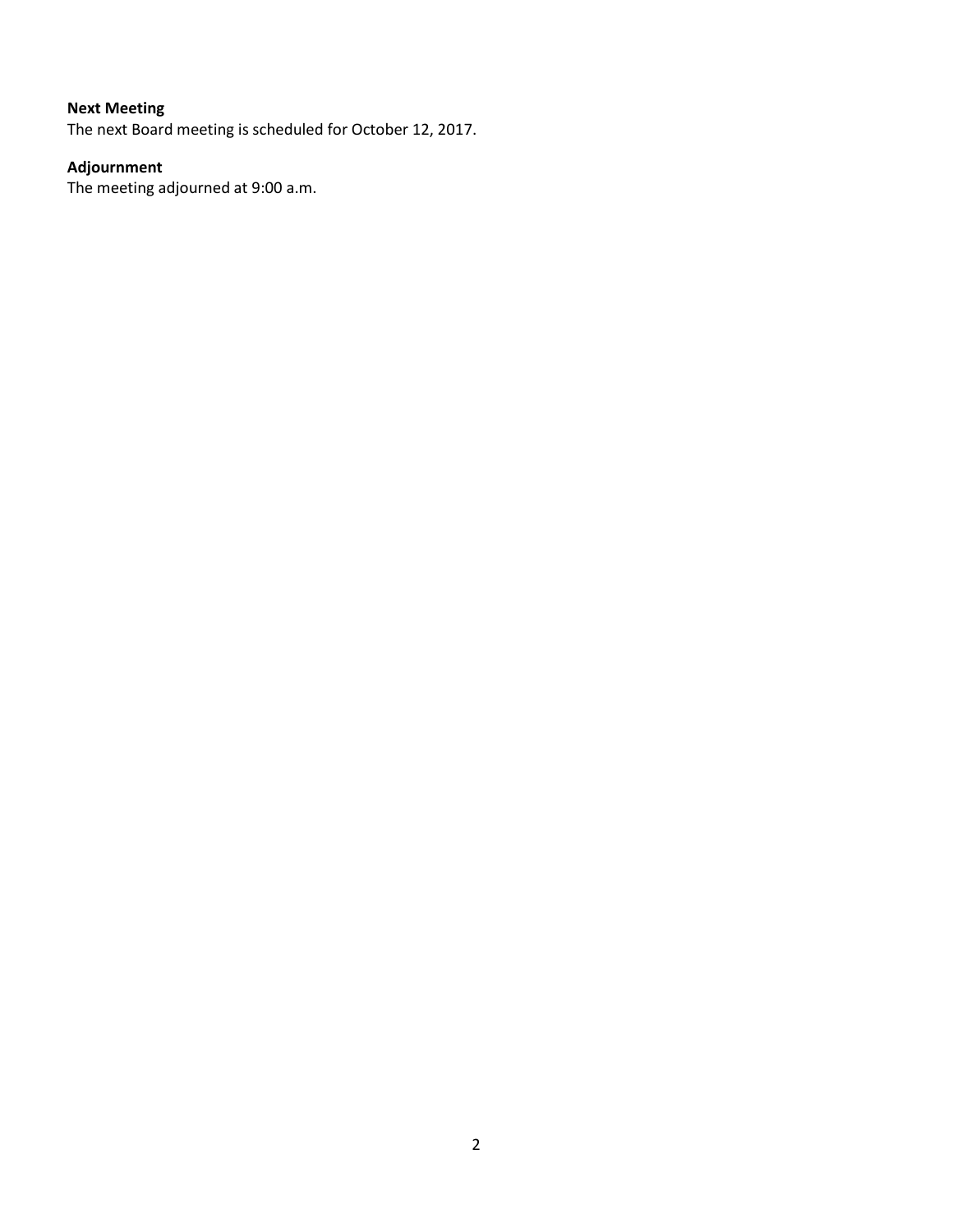**Next Meeting**
The next Board meeting is scheduled for October 12, 2017.

**Adjournment**
The meeting adjourned at 9:00 a.m.